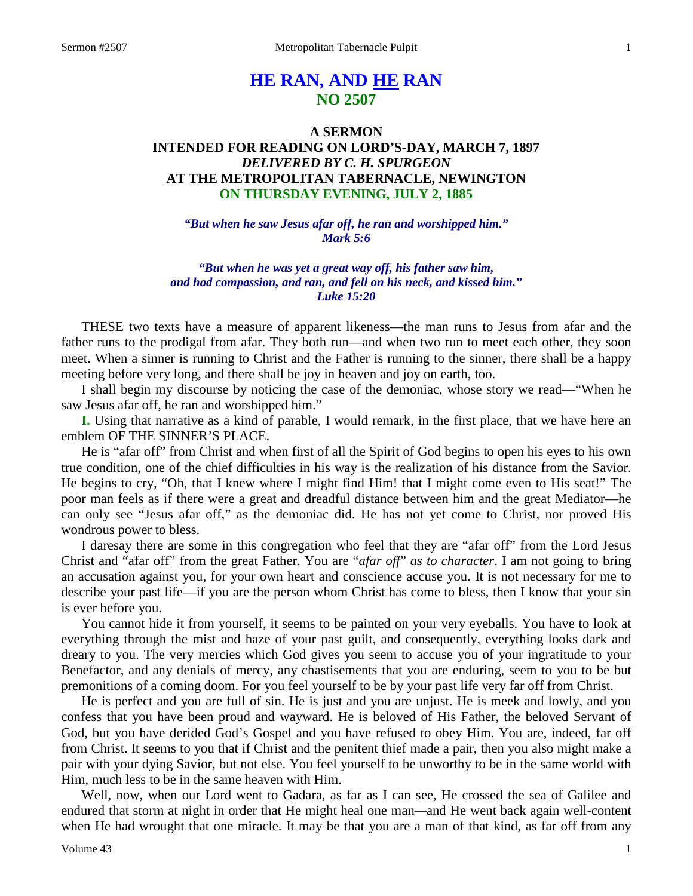# HE RAN, AND HE RAN
## NO 2507

### A SERMON
### INTENDED FOR READING ON LORD'S-DAY, MARCH 7, 1897
### *DELIVERED BY C. H. SPURGEON*
### AT THE METROPOLITAN TABERNACLE, NEWINGTON
### ON THURSDAY EVENING, JULY 2, 1885

*"But when he saw Jesus afar off, he ran and worshipped him." Mark 5:6*

*"But when he was yet a great way off, his father saw him, and had compassion, and ran, and fell on his neck, and kissed him." Luke 15:20*

THESE two texts have a measure of apparent likeness—the man runs to Jesus from afar and the father runs to the prodigal from afar. They both run—and when two run to meet each other, they soon meet. When a sinner is running to Christ and the Father is running to the sinner, there shall be a happy meeting before very long, and there shall be joy in heaven and joy on earth, too.

I shall begin my discourse by noticing the case of the demoniac, whose story we read—"When he saw Jesus afar off, he ran and worshipped him."

**I.** Using that narrative as a kind of parable, I would remark, in the first place, that we have here an emblem OF THE SINNER'S PLACE.

He is "afar off" from Christ and when first of all the Spirit of God begins to open his eyes to his own true condition, one of the chief difficulties in his way is the realization of his distance from the Savior. He begins to cry, "Oh, that I knew where I might find Him! that I might come even to His seat!" The poor man feels as if there were a great and dreadful distance between him and the great Mediator—he can only see "Jesus afar off," as the demoniac did. He has not yet come to Christ, nor proved His wondrous power to bless.

I daresay there are some in this congregation who feel that they are "afar off" from the Lord Jesus Christ and "afar off" from the great Father. You are "*afar off*" *as to character*. I am not going to bring an accusation against you, for your own heart and conscience accuse you. It is not necessary for me to describe your past life—if you are the person whom Christ has come to bless, then I know that your sin is ever before you.

You cannot hide it from yourself, it seems to be painted on your very eyeballs. You have to look at everything through the mist and haze of your past guilt, and consequently, everything looks dark and dreary to you. The very mercies which God gives you seem to accuse you of your ingratitude to your Benefactor, and any denials of mercy, any chastisements that you are enduring, seem to you to be but premonitions of a coming doom. For you feel yourself to be by your past life very far off from Christ.

He is perfect and you are full of sin. He is just and you are unjust. He is meek and lowly, and you confess that you have been proud and wayward. He is beloved of His Father, the beloved Servant of God, but you have derided God's Gospel and you have refused to obey Him. You are, indeed, far off from Christ. It seems to you that if Christ and the penitent thief made a pair, then you also might make a pair with your dying Savior, but not else. You feel yourself to be unworthy to be in the same world with Him, much less to be in the same heaven with Him.

Well, now, when our Lord went to Gadara, as far as I can see, He crossed the sea of Galilee and endured that storm at night in order that He might heal one man—and He went back again well-content when He had wrought that one miracle. It may be that you are a man of that kind, as far off from any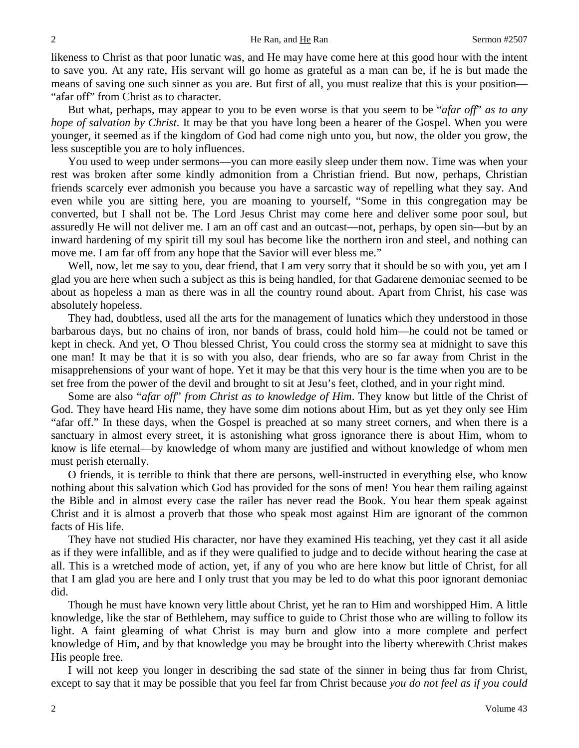likeness to Christ as that poor lunatic was, and He may have come here at this good hour with the intent to save you. At any rate, His servant will go home as grateful as a man can be, if he is but made the means of saving one such sinner as you are. But first of all, you must realize that this is your position—"afar off" from Christ as to character.

But what, perhaps, may appear to you to be even worse is that you seem to be "*afar off*" *as to any hope of salvation by Christ*. It may be that you have long been a hearer of the Gospel. When you were younger, it seemed as if the kingdom of God had come nigh unto you, but now, the older you grow, the less susceptible you are to holy influences.

You used to weep under sermons—you can more easily sleep under them now. Time was when your rest was broken after some kindly admonition from a Christian friend. But now, perhaps, Christian friends scarcely ever admonish you because you have a sarcastic way of repelling what they say. And even while you are sitting here, you are moaning to yourself, "Some in this congregation may be converted, but I shall not be. The Lord Jesus Christ may come here and deliver some poor soul, but assuredly He will not deliver me. I am an off cast and an outcast—not, perhaps, by open sin—but by an inward hardening of my spirit till my soul has become like the northern iron and steel, and nothing can move me. I am far off from any hope that the Savior will ever bless me."

Well, now, let me say to you, dear friend, that I am very sorry that it should be so with you, yet am I glad you are here when such a subject as this is being handled, for that Gadarene demoniac seemed to be about as hopeless a man as there was in all the country round about. Apart from Christ, his case was absolutely hopeless.

They had, doubtless, used all the arts for the management of lunatics which they understood in those barbarous days, but no chains of iron, nor bands of brass, could hold him—he could not be tamed or kept in check. And yet, O Thou blessed Christ, You could cross the stormy sea at midnight to save this one man! It may be that it is so with you also, dear friends, who are so far away from Christ in the misapprehensions of your want of hope. Yet it may be that this very hour is the time when you are to be set free from the power of the devil and brought to sit at Jesu's feet, clothed, and in your right mind.

Some are also "*afar off*" *from Christ as to knowledge of Him*. They know but little of the Christ of God. They have heard His name, they have some dim notions about Him, but as yet they only see Him "afar off." In these days, when the Gospel is preached at so many street corners, and when there is a sanctuary in almost every street, it is astonishing what gross ignorance there is about Him, whom to know is life eternal—by knowledge of whom many are justified and without knowledge of whom men must perish eternally.

O friends, it is terrible to think that there are persons, well-instructed in everything else, who know nothing about this salvation which God has provided for the sons of men! You hear them railing against the Bible and in almost every case the railer has never read the Book. You hear them speak against Christ and it is almost a proverb that those who speak most against Him are ignorant of the common facts of His life.

They have not studied His character, nor have they examined His teaching, yet they cast it all aside as if they were infallible, and as if they were qualified to judge and to decide without hearing the case at all. This is a wretched mode of action, yet, if any of you who are here know but little of Christ, for all that I am glad you are here and I only trust that you may be led to do what this poor ignorant demoniac did.

Though he must have known very little about Christ, yet he ran to Him and worshipped Him. A little knowledge, like the star of Bethlehem, may suffice to guide to Christ those who are willing to follow its light. A faint gleaming of what Christ is may burn and glow into a more complete and perfect knowledge of Him, and by that knowledge you may be brought into the liberty wherewith Christ makes His people free.

I will not keep you longer in describing the sad state of the sinner in being thus far from Christ, except to say that it may be possible that you feel far from Christ because *you do not feel as if you could*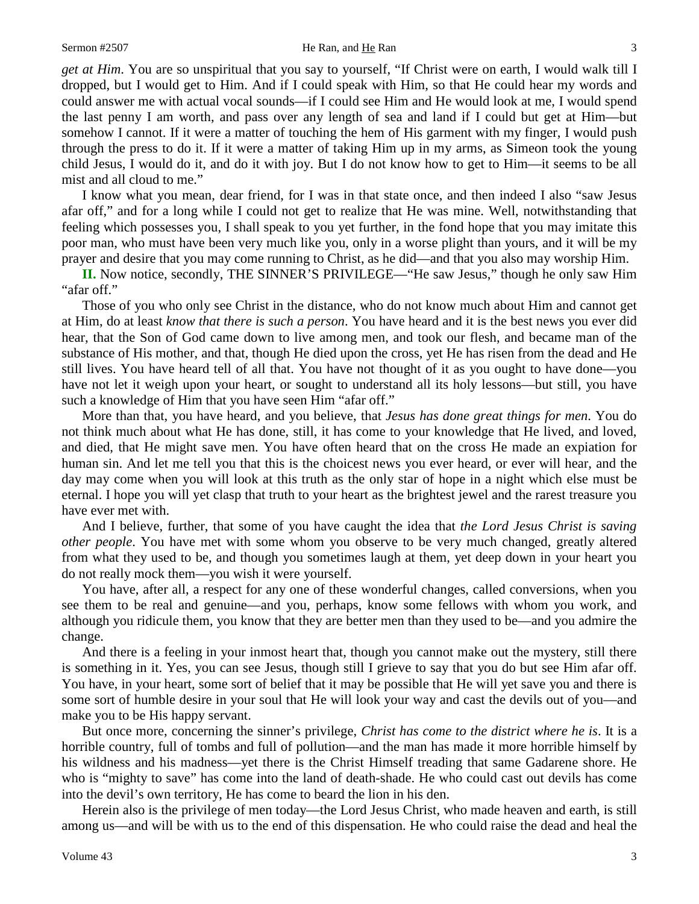*get at Him*. You are so unspiritual that you say to yourself, "If Christ were on earth, I would walk till I dropped, but I would get to Him. And if I could speak with Him, so that He could hear my words and could answer me with actual vocal sounds—if I could see Him and He would look at me, I would spend the last penny I am worth, and pass over any length of sea and land if I could but get at Him—but somehow I cannot. If it were a matter of touching the hem of His garment with my finger, I would push through the press to do it. If it were a matter of taking Him up in my arms, as Simeon took the young child Jesus, I would do it, and do it with joy. But I do not know how to get to Him—it seems to be all mist and all cloud to me."

I know what you mean, dear friend, for I was in that state once, and then indeed I also "saw Jesus afar off," and for a long while I could not get to realize that He was mine. Well, notwithstanding that feeling which possesses you, I shall speak to you yet further, in the fond hope that you may imitate this poor man, who must have been very much like you, only in a worse plight than yours, and it will be my prayer and desire that you may come running to Christ, as he did—and that you also may worship Him.

**II.** Now notice, secondly, THE SINNER'S PRIVILEGE—"He saw Jesus," though he only saw Him "afar off."

Those of you who only see Christ in the distance, who do not know much about Him and cannot get at Him, do at least *know that there is such a person*. You have heard and it is the best news you ever did hear, that the Son of God came down to live among men, and took our flesh, and became man of the substance of His mother, and that, though He died upon the cross, yet He has risen from the dead and He still lives. You have heard tell of all that. You have not thought of it as you ought to have done—you have not let it weigh upon your heart, or sought to understand all its holy lessons—but still, you have such a knowledge of Him that you have seen Him "afar off."

More than that, you have heard, and you believe, that *Jesus has done great things for men*. You do not think much about what He has done, still, it has come to your knowledge that He lived, and loved, and died, that He might save men. You have often heard that on the cross He made an expiation for human sin. And let me tell you that this is the choicest news you ever heard, or ever will hear, and the day may come when you will look at this truth as the only star of hope in a night which else must be eternal. I hope you will yet clasp that truth to your heart as the brightest jewel and the rarest treasure you have ever met with.

And I believe, further, that some of you have caught the idea that *the Lord Jesus Christ is saving other people*. You have met with some whom you observe to be very much changed, greatly altered from what they used to be, and though you sometimes laugh at them, yet deep down in your heart you do not really mock them—you wish it were yourself.

You have, after all, a respect for any one of these wonderful changes, called conversions, when you see them to be real and genuine—and you, perhaps, know some fellows with whom you work, and although you ridicule them, you know that they are better men than they used to be—and you admire the change.

And there is a feeling in your inmost heart that, though you cannot make out the mystery, still there is something in it. Yes, you can see Jesus, though still I grieve to say that you do but see Him afar off. You have, in your heart, some sort of belief that it may be possible that He will yet save you and there is some sort of humble desire in your soul that He will look your way and cast the devils out of you—and make you to be His happy servant.

But once more, concerning the sinner's privilege, *Christ has come to the district where he is*. It is a horrible country, full of tombs and full of pollution—and the man has made it more horrible himself by his wildness and his madness—yet there is the Christ Himself treading that same Gadarene shore. He who is "mighty to save" has come into the land of death-shade. He who could cast out devils has come into the devil's own territory, He has come to beard the lion in his den.

Herein also is the privilege of men today—the Lord Jesus Christ, who made heaven and earth, is still among us—and will be with us to the end of this dispensation. He who could raise the dead and heal the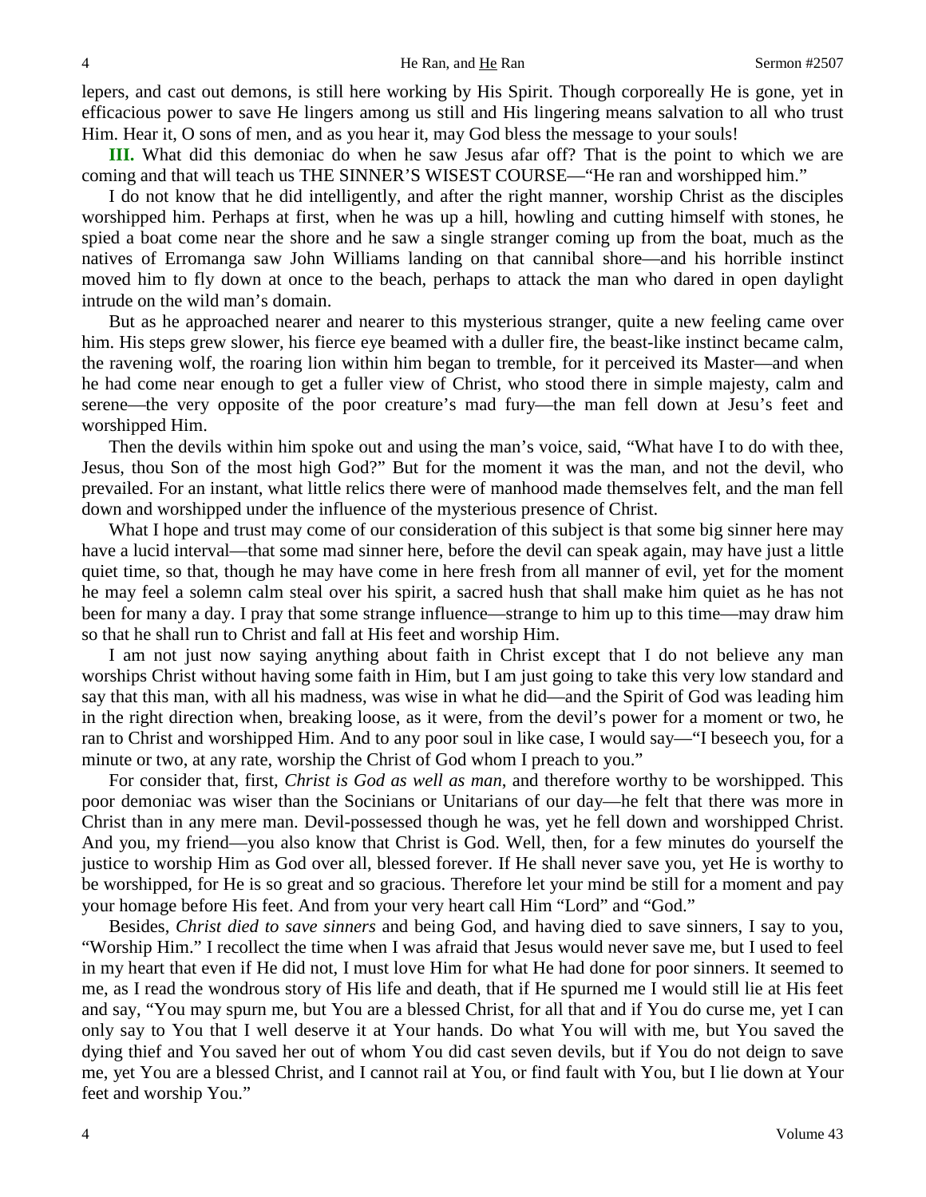lepers, and cast out demons, is still here working by His Spirit. Though corporeally He is gone, yet in efficacious power to save He lingers among us still and His lingering means salvation to all who trust Him. Hear it, O sons of men, and as you hear it, may God bless the message to your souls!

**III.** What did this demoniac do when he saw Jesus afar off? That is the point to which we are coming and that will teach us THE SINNER'S WISEST COURSE—"He ran and worshipped him."

I do not know that he did intelligently, and after the right manner, worship Christ as the disciples worshipped him. Perhaps at first, when he was up a hill, howling and cutting himself with stones, he spied a boat come near the shore and he saw a single stranger coming up from the boat, much as the natives of Erromanga saw John Williams landing on that cannibal shore—and his horrible instinct moved him to fly down at once to the beach, perhaps to attack the man who dared in open daylight intrude on the wild man's domain.

But as he approached nearer and nearer to this mysterious stranger, quite a new feeling came over him. His steps grew slower, his fierce eye beamed with a duller fire, the beast-like instinct became calm, the ravening wolf, the roaring lion within him began to tremble, for it perceived its Master—and when he had come near enough to get a fuller view of Christ, who stood there in simple majesty, calm and serene—the very opposite of the poor creature's mad fury—the man fell down at Jesu's feet and worshipped Him.

Then the devils within him spoke out and using the man's voice, said, "What have I to do with thee, Jesus, thou Son of the most high God?" But for the moment it was the man, and not the devil, who prevailed. For an instant, what little relics there were of manhood made themselves felt, and the man fell down and worshipped under the influence of the mysterious presence of Christ.

What I hope and trust may come of our consideration of this subject is that some big sinner here may have a lucid interval—that some mad sinner here, before the devil can speak again, may have just a little quiet time, so that, though he may have come in here fresh from all manner of evil, yet for the moment he may feel a solemn calm steal over his spirit, a sacred hush that shall make him quiet as he has not been for many a day. I pray that some strange influence—strange to him up to this time—may draw him so that he shall run to Christ and fall at His feet and worship Him.

I am not just now saying anything about faith in Christ except that I do not believe any man worships Christ without having some faith in Him, but I am just going to take this very low standard and say that this man, with all his madness, was wise in what he did—and the Spirit of God was leading him in the right direction when, breaking loose, as it were, from the devil's power for a moment or two, he ran to Christ and worshipped Him. And to any poor soul in like case, I would say—"I beseech you, for a minute or two, at any rate, worship the Christ of God whom I preach to you."

For consider that, first, *Christ is God as well as man*, and therefore worthy to be worshipped. This poor demoniac was wiser than the Socinians or Unitarians of our day—he felt that there was more in Christ than in any mere man. Devil-possessed though he was, yet he fell down and worshipped Christ. And you, my friend—you also know that Christ is God. Well, then, for a few minutes do yourself the justice to worship Him as God over all, blessed forever. If He shall never save you, yet He is worthy to be worshipped, for He is so great and so gracious. Therefore let your mind be still for a moment and pay your homage before His feet. And from your very heart call Him "Lord" and "God."

Besides, *Christ died to save sinners* and being God, and having died to save sinners, I say to you, "Worship Him." I recollect the time when I was afraid that Jesus would never save me, but I used to feel in my heart that even if He did not, I must love Him for what He had done for poor sinners. It seemed to me, as I read the wondrous story of His life and death, that if He spurned me I would still lie at His feet and say, "You may spurn me, but You are a blessed Christ, for all that and if You do curse me, yet I can only say to You that I well deserve it at Your hands. Do what You will with me, but You saved the dying thief and You saved her out of whom You did cast seven devils, but if You do not deign to save me, yet You are a blessed Christ, and I cannot rail at You, or find fault with You, but I lie down at Your feet and worship You."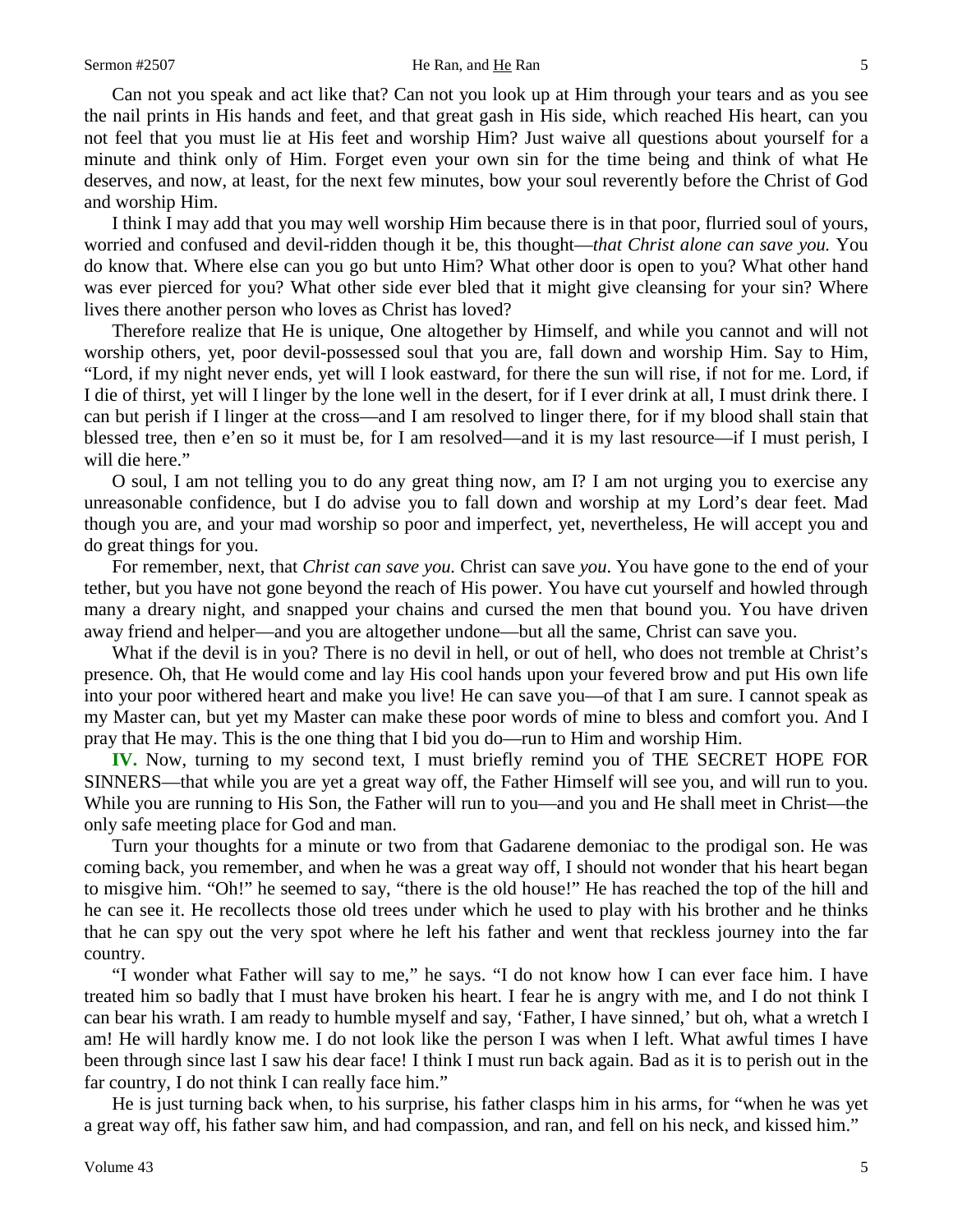Can not you speak and act like that? Can not you look up at Him through your tears and as you see the nail prints in His hands and feet, and that great gash in His side, which reached His heart, can you not feel that you must lie at His feet and worship Him? Just waive all questions about yourself for a minute and think only of Him. Forget even your own sin for the time being and think of what He deserves, and now, at least, for the next few minutes, bow your soul reverently before the Christ of God and worship Him.

I think I may add that you may well worship Him because there is in that poor, flurried soul of yours, worried and confused and devil-ridden though it be, this thought—*that Christ alone can save you.* You do know that. Where else can you go but unto Him? What other door is open to you? What other hand was ever pierced for you? What other side ever bled that it might give cleansing for your sin? Where lives there another person who loves as Christ has loved?

Therefore realize that He is unique, One altogether by Himself, and while you cannot and will not worship others, yet, poor devil-possessed soul that you are, fall down and worship Him. Say to Him, "Lord, if my night never ends, yet will I look eastward, for there the sun will rise, if not for me. Lord, if I die of thirst, yet will I linger by the lone well in the desert, for if I ever drink at all, I must drink there. I can but perish if I linger at the cross—and I am resolved to linger there, for if my blood shall stain that blessed tree, then e'en so it must be, for I am resolved—and it is my last resource—if I must perish, I will die here."

O soul, I am not telling you to do any great thing now, am I? I am not urging you to exercise any unreasonable confidence, but I do advise you to fall down and worship at my Lord's dear feet. Mad though you are, and your mad worship so poor and imperfect, yet, nevertheless, He will accept you and do great things for you.

For remember, next, that *Christ can save you.* Christ can save *you*. You have gone to the end of your tether, but you have not gone beyond the reach of His power. You have cut yourself and howled through many a dreary night, and snapped your chains and cursed the men that bound you. You have driven away friend and helper—and you are altogether undone—but all the same, Christ can save you.

What if the devil is in you? There is no devil in hell, or out of hell, who does not tremble at Christ's presence. Oh, that He would come and lay His cool hands upon your fevered brow and put His own life into your poor withered heart and make you live! He can save you—of that I am sure. I cannot speak as my Master can, but yet my Master can make these poor words of mine to bless and comfort you. And I pray that He may. This is the one thing that I bid you do—run to Him and worship Him.

**IV.** Now, turning to my second text, I must briefly remind you of THE SECRET HOPE FOR SINNERS—that while you are yet a great way off, the Father Himself will see you, and will run to you. While you are running to His Son, the Father will run to you—and you and He shall meet in Christ—the only safe meeting place for God and man.

Turn your thoughts for a minute or two from that Gadarene demoniac to the prodigal son. He was coming back, you remember, and when he was a great way off, I should not wonder that his heart began to misgive him. "Oh!" he seemed to say, "there is the old house!" He has reached the top of the hill and he can see it. He recollects those old trees under which he used to play with his brother and he thinks that he can spy out the very spot where he left his father and went that reckless journey into the far country.

"I wonder what Father will say to me," he says. "I do not know how I can ever face him. I have treated him so badly that I must have broken his heart. I fear he is angry with me, and I do not think I can bear his wrath. I am ready to humble myself and say, 'Father, I have sinned,' but oh, what a wretch I am! He will hardly know me. I do not look like the person I was when I left. What awful times I have been through since last I saw his dear face! I think I must run back again. Bad as it is to perish out in the far country, I do not think I can really face him."

He is just turning back when, to his surprise, his father clasps him in his arms, for "when he was yet a great way off, his father saw him, and had compassion, and ran, and fell on his neck, and kissed him."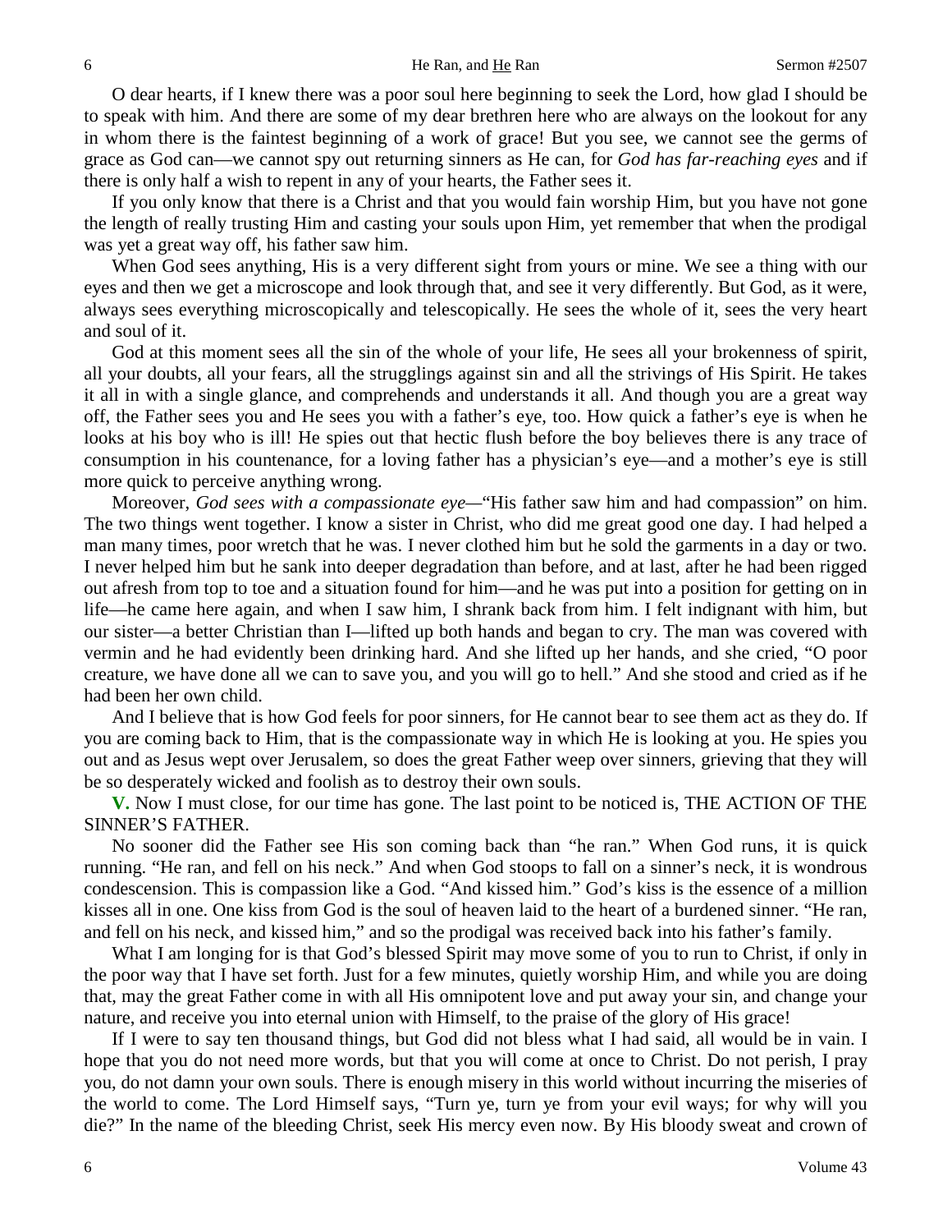O dear hearts, if I knew there was a poor soul here beginning to seek the Lord, how glad I should be to speak with him. And there are some of my dear brethren here who are always on the lookout for any in whom there is the faintest beginning of a work of grace! But you see, we cannot see the germs of grace as God can—we cannot spy out returning sinners as He can, for *God has far-reaching eyes* and if there is only half a wish to repent in any of your hearts, the Father sees it.

If you only know that there is a Christ and that you would fain worship Him, but you have not gone the length of really trusting Him and casting your souls upon Him, yet remember that when the prodigal was yet a great way off, his father saw him.

When God sees anything, His is a very different sight from yours or mine. We see a thing with our eyes and then we get a microscope and look through that, and see it very differently. But God, as it were, always sees everything microscopically and telescopically. He sees the whole of it, sees the very heart and soul of it.

God at this moment sees all the sin of the whole of your life, He sees all your brokenness of spirit, all your doubts, all your fears, all the strugglings against sin and all the strivings of His Spirit. He takes it all in with a single glance, and comprehends and understands it all. And though you are a great way off, the Father sees you and He sees you with a father's eye, too. How quick a father's eye is when he looks at his boy who is ill! He spies out that hectic flush before the boy believes there is any trace of consumption in his countenance, for a loving father has a physician's eye—and a mother's eye is still more quick to perceive anything wrong.

Moreover, *God sees with a compassionate eye*—"His father saw him and had compassion" on him. The two things went together. I know a sister in Christ, who did me great good one day. I had helped a man many times, poor wretch that he was. I never clothed him but he sold the garments in a day or two. I never helped him but he sank into deeper degradation than before, and at last, after he had been rigged out afresh from top to toe and a situation found for him—and he was put into a position for getting on in life—he came here again, and when I saw him, I shrank back from him. I felt indignant with him, but our sister—a better Christian than I—lifted up both hands and began to cry. The man was covered with vermin and he had evidently been drinking hard. And she lifted up her hands, and she cried, "O poor creature, we have done all we can to save you, and you will go to hell." And she stood and cried as if he had been her own child.

And I believe that is how God feels for poor sinners, for He cannot bear to see them act as they do. If you are coming back to Him, that is the compassionate way in which He is looking at you. He spies you out and as Jesus wept over Jerusalem, so does the great Father weep over sinners, grieving that they will be so desperately wicked and foolish as to destroy their own souls.

**V.** Now I must close, for our time has gone. The last point to be noticed is, THE ACTION OF THE SINNER'S FATHER.

No sooner did the Father see His son coming back than "he ran." When God runs, it is quick running. "He ran, and fell on his neck." And when God stoops to fall on a sinner's neck, it is wondrous condescension. This is compassion like a God. "And kissed him." God's kiss is the essence of a million kisses all in one. One kiss from God is the soul of heaven laid to the heart of a burdened sinner. "He ran, and fell on his neck, and kissed him," and so the prodigal was received back into his father's family.

What I am longing for is that God's blessed Spirit may move some of you to run to Christ, if only in the poor way that I have set forth. Just for a few minutes, quietly worship Him, and while you are doing that, may the great Father come in with all His omnipotent love and put away your sin, and change your nature, and receive you into eternal union with Himself, to the praise of the glory of His grace!

If I were to say ten thousand things, but God did not bless what I had said, all would be in vain. I hope that you do not need more words, but that you will come at once to Christ. Do not perish, I pray you, do not damn your own souls. There is enough misery in this world without incurring the miseries of the world to come. The Lord Himself says, "Turn ye, turn ye from your evil ways; for why will you die?" In the name of the bleeding Christ, seek His mercy even now. By His bloody sweat and crown of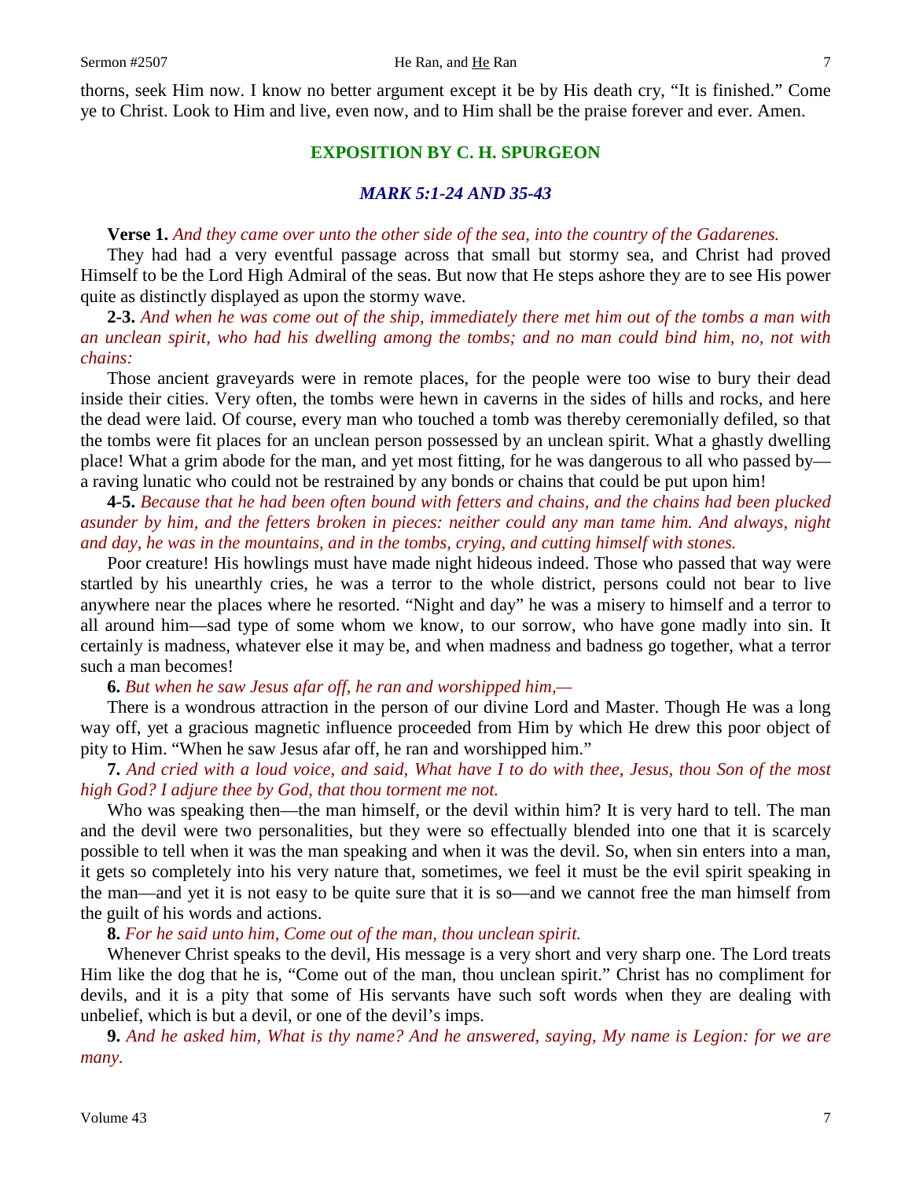thorns, seek Him now. I know no better argument except it be by His death cry, "It is finished." Come ye to Christ. Look to Him and live, even now, and to Him shall be the praise forever and ever. Amen.

## EXPOSITION BY C. H. SPURGEON

### *MARK 5:1-24 AND 35-43*

**Verse 1.** *And they came over unto the other side of the sea, into the country of the Gadarenes.*

They had had a very eventful passage across that small but stormy sea, and Christ had proved Himself to be the Lord High Admiral of the seas. But now that He steps ashore they are to see His power quite as distinctly displayed as upon the stormy wave.

**2-3.** *And when he was come out of the ship, immediately there met him out of the tombs a man with an unclean spirit, who had his dwelling among the tombs; and no man could bind him, no, not with chains:*

Those ancient graveyards were in remote places, for the people were too wise to bury their dead inside their cities. Very often, the tombs were hewn in caverns in the sides of hills and rocks, and here the dead were laid. Of course, every man who touched a tomb was thereby ceremonially defiled, so that the tombs were fit places for an unclean person possessed by an unclean spirit. What a ghastly dwelling place! What a grim abode for the man, and yet most fitting, for he was dangerous to all who passed by—a raving lunatic who could not be restrained by any bonds or chains that could be put upon him!

**4-5.** *Because that he had been often bound with fetters and chains, and the chains had been plucked asunder by him, and the fetters broken in pieces: neither could any man tame him. And always, night and day, he was in the mountains, and in the tombs, crying, and cutting himself with stones.*

Poor creature! His howlings must have made night hideous indeed. Those who passed that way were startled by his unearthly cries, he was a terror to the whole district, persons could not bear to live anywhere near the places where he resorted. "Night and day" he was a misery to himself and a terror to all around him—sad type of some whom we know, to our sorrow, who have gone madly into sin. It certainly is madness, whatever else it may be, and when madness and badness go together, what a terror such a man becomes!

**6.** *But when he saw Jesus afar off, he ran and worshipped him,—*

There is a wondrous attraction in the person of our divine Lord and Master. Though He was a long way off, yet a gracious magnetic influence proceeded from Him by which He drew this poor object of pity to Him. "When he saw Jesus afar off, he ran and worshipped him."

**7.** *And cried with a loud voice, and said, What have I to do with thee, Jesus, thou Son of the most high God? I adjure thee by God, that thou torment me not.*

Who was speaking then—the man himself, or the devil within him? It is very hard to tell. The man and the devil were two personalities, but they were so effectually blended into one that it is scarcely possible to tell when it was the man speaking and when it was the devil. So, when sin enters into a man, it gets so completely into his very nature that, sometimes, we feel it must be the evil spirit speaking in the man—and yet it is not easy to be quite sure that it is so—and we cannot free the man himself from the guilt of his words and actions.

**8.** *For he said unto him, Come out of the man, thou unclean spirit.*

Whenever Christ speaks to the devil, His message is a very short and very sharp one. The Lord treats Him like the dog that he is, "Come out of the man, thou unclean spirit." Christ has no compliment for devils, and it is a pity that some of His servants have such soft words when they are dealing with unbelief, which is but a devil, or one of the devil's imps.

**9.** *And he asked him, What is thy name? And he answered, saying, My name is Legion: for we are many.*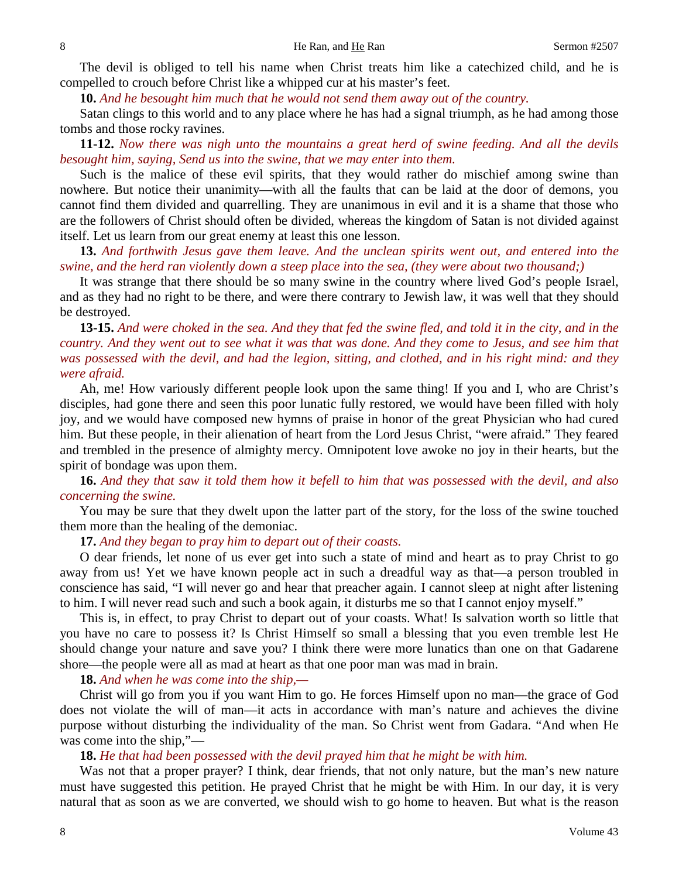The devil is obliged to tell his name when Christ treats him like a catechized child, and he is compelled to crouch before Christ like a whipped cur at his master's feet.

**10.** *And he besought him much that he would not send them away out of the country.*

Satan clings to this world and to any place where he has had a signal triumph, as he had among those tombs and those rocky ravines.

**11-12.** *Now there was nigh unto the mountains a great herd of swine feeding. And all the devils besought him, saying, Send us into the swine, that we may enter into them.*

Such is the malice of these evil spirits, that they would rather do mischief among swine than nowhere. But notice their unanimity—with all the faults that can be laid at the door of demons, you cannot find them divided and quarrelling. They are unanimous in evil and it is a shame that those who are the followers of Christ should often be divided, whereas the kingdom of Satan is not divided against itself. Let us learn from our great enemy at least this one lesson.

**13.** *And forthwith Jesus gave them leave. And the unclean spirits went out, and entered into the swine, and the herd ran violently down a steep place into the sea, (they were about two thousand;)*

It was strange that there should be so many swine in the country where lived God's people Israel, and as they had no right to be there, and were there contrary to Jewish law, it was well that they should be destroyed.

**13-15.** *And were choked in the sea. And they that fed the swine fled, and told it in the city, and in the country. And they went out to see what it was that was done. And they come to Jesus, and see him that was possessed with the devil, and had the legion, sitting, and clothed, and in his right mind: and they were afraid.*

Ah, me! How variously different people look upon the same thing! If you and I, who are Christ's disciples, had gone there and seen this poor lunatic fully restored, we would have been filled with holy joy, and we would have composed new hymns of praise in honor of the great Physician who had cured him. But these people, in their alienation of heart from the Lord Jesus Christ, "were afraid." They feared and trembled in the presence of almighty mercy. Omnipotent love awoke no joy in their hearts, but the spirit of bondage was upon them.

**16.** *And they that saw it told them how it befell to him that was possessed with the devil, and also concerning the swine.*

You may be sure that they dwelt upon the latter part of the story, for the loss of the swine touched them more than the healing of the demoniac.

**17.** *And they began to pray him to depart out of their coasts.*

O dear friends, let none of us ever get into such a state of mind and heart as to pray Christ to go away from us! Yet we have known people act in such a dreadful way as that—a person troubled in conscience has said, "I will never go and hear that preacher again. I cannot sleep at night after listening to him. I will never read such and such a book again, it disturbs me so that I cannot enjoy myself."

This is, in effect, to pray Christ to depart out of your coasts. What! Is salvation worth so little that you have no care to possess it? Is Christ Himself so small a blessing that you even tremble lest He should change your nature and save you? I think there were more lunatics than one on that Gadarene shore—the people were all as mad at heart as that one poor man was mad in brain.

**18.** *And when he was come into the ship,—*

Christ will go from you if you want Him to go. He forces Himself upon no man—the grace of God does not violate the will of man—it acts in accordance with man's nature and achieves the divine purpose without disturbing the individuality of the man. So Christ went from Gadara. "And when He was come into the ship,"—

**18.** *He that had been possessed with the devil prayed him that he might be with him.*

Was not that a proper prayer? I think, dear friends, that not only nature, but the man's new nature must have suggested this petition. He prayed Christ that he might be with Him. In our day, it is very natural that as soon as we are converted, we should wish to go home to heaven. But what is the reason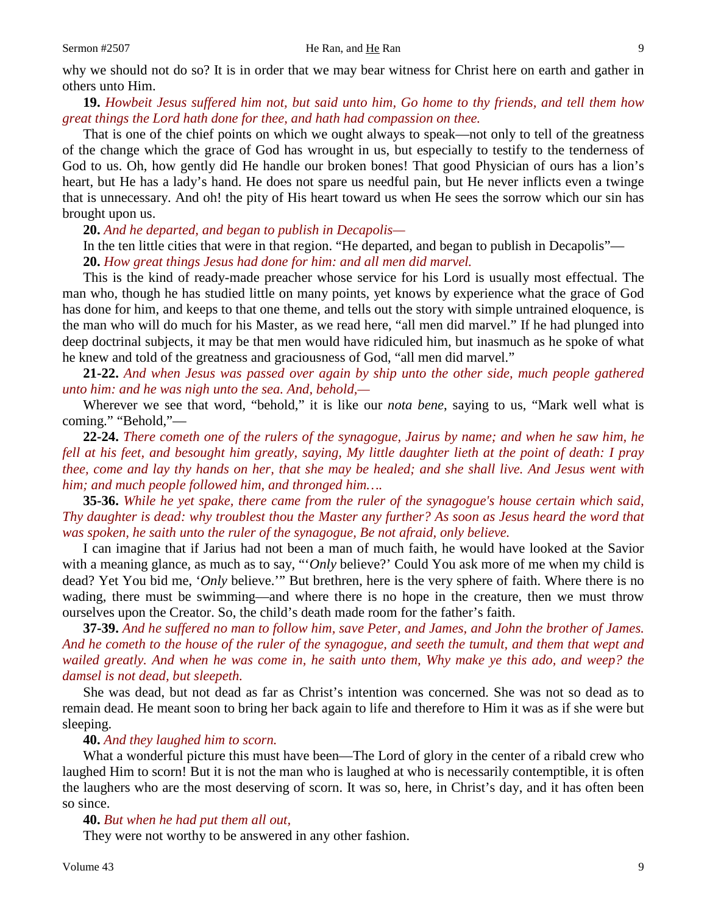why we should not do so? It is in order that we may bear witness for Christ here on earth and gather in others unto Him.

**19.** *Howbeit Jesus suffered him not, but said unto him, Go home to thy friends, and tell them how great things the Lord hath done for thee, and hath had compassion on thee.*

That is one of the chief points on which we ought always to speak—not only to tell of the greatness of the change which the grace of God has wrought in us, but especially to testify to the tenderness of God to us. Oh, how gently did He handle our broken bones! That good Physician of ours has a lion's heart, but He has a lady's hand. He does not spare us needful pain, but He never inflicts even a twinge that is unnecessary. And oh! the pity of His heart toward us when He sees the sorrow which our sin has brought upon us.

**20.** *And he departed, and began to publish in Decapolis—*

In the ten little cities that were in that region. "He departed, and began to publish in Decapolis"—

**20.** *How great things Jesus had done for him: and all men did marvel.*

This is the kind of ready-made preacher whose service for his Lord is usually most effectual. The man who, though he has studied little on many points, yet knows by experience what the grace of God has done for him, and keeps to that one theme, and tells out the story with simple untrained eloquence, is the man who will do much for his Master, as we read here, "all men did marvel." If he had plunged into deep doctrinal subjects, it may be that men would have ridiculed him, but inasmuch as he spoke of what he knew and told of the greatness and graciousness of God, "all men did marvel."

**21-22.** *And when Jesus was passed over again by ship unto the other side, much people gathered unto him: and he was nigh unto the sea. And, behold,—*

Wherever we see that word, "behold," it is like our *nota bene*, saying to us, "Mark well what is coming." "Behold,"—

**22-24.** *There cometh one of the rulers of the synagogue, Jairus by name; and when he saw him, he fell at his feet, and besought him greatly, saying, My little daughter lieth at the point of death: I pray thee, come and lay thy hands on her, that she may be healed; and she shall live. And Jesus went with him; and much people followed him, and thronged him….*

**35-36.** *While he yet spake, there came from the ruler of the synagogue's house certain which said, Thy daughter is dead: why troublest thou the Master any further? As soon as Jesus heard the word that was spoken, he saith unto the ruler of the synagogue, Be not afraid, only believe.*

I can imagine that if Jarius had not been a man of much faith, he would have looked at the Savior with a meaning glance, as much as to say, "'*Only* believe?' Could You ask more of me when my child is dead? Yet You bid me, '*Only* believe.'" But brethren, here is the very sphere of faith. Where there is no wading, there must be swimming—and where there is no hope in the creature, then we must throw ourselves upon the Creator. So, the child's death made room for the father's faith.

**37-39.** *And he suffered no man to follow him, save Peter, and James, and John the brother of James. And he cometh to the house of the ruler of the synagogue, and seeth the tumult, and them that wept and wailed greatly. And when he was come in, he saith unto them, Why make ye this ado, and weep? the damsel is not dead, but sleepeth.*

She was dead, but not dead as far as Christ's intention was concerned. She was not so dead as to remain dead. He meant soon to bring her back again to life and therefore to Him it was as if she were but sleeping.

**40.** *And they laughed him to scorn.*

What a wonderful picture this must have been—The Lord of glory in the center of a ribald crew who laughed Him to scorn! But it is not the man who is laughed at who is necessarily contemptible, it is often the laughers who are the most deserving of scorn. It was so, here, in Christ's day, and it has often been so since.

**40.** *But when he had put them all out,*

They were not worthy to be answered in any other fashion.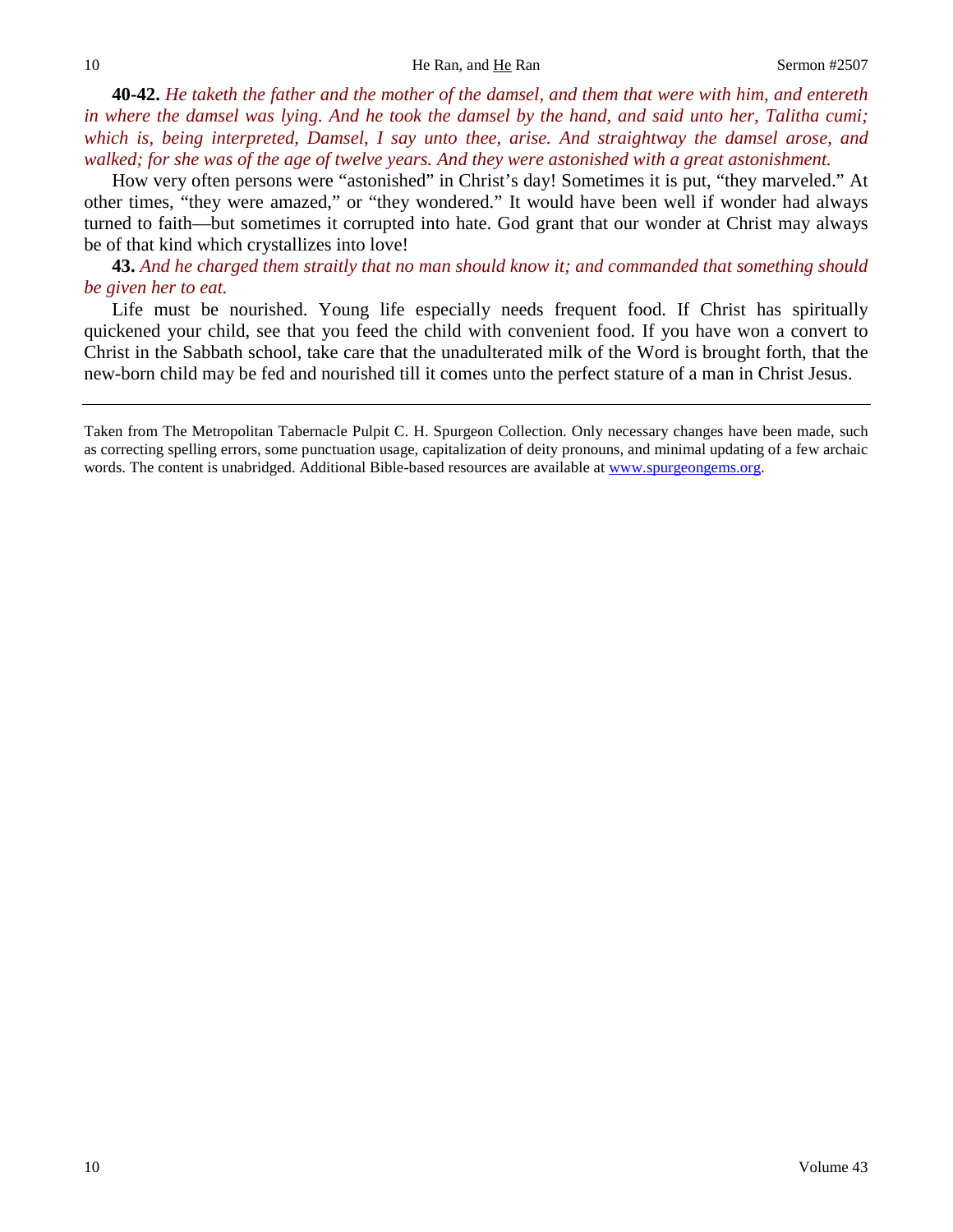**40-42.** *He taketh the father and the mother of the damsel, and them that were with him, and entereth in where the damsel was lying. And he took the damsel by the hand, and said unto her, Talitha cumi; which is, being interpreted, Damsel, I say unto thee, arise. And straightway the damsel arose, and walked; for she was of the age of twelve years. And they were astonished with a great astonishment.*

How very often persons were "astonished" in Christ's day! Sometimes it is put, "they marveled." At other times, "they were amazed," or "they wondered." It would have been well if wonder had always turned to faith—but sometimes it corrupted into hate. God grant that our wonder at Christ may always be of that kind which crystallizes into love!

**43.** *And he charged them straitly that no man should know it; and commanded that something should be given her to eat.*

Life must be nourished. Young life especially needs frequent food. If Christ has spiritually quickened your child, see that you feed the child with convenient food. If you have won a convert to Christ in the Sabbath school, take care that the unadulterated milk of the Word is brought forth, that the new-born child may be fed and nourished till it comes unto the perfect stature of a man in Christ Jesus.

---

Taken from The Metropolitan Tabernacle Pulpit C. H. Spurgeon Collection. Only necessary changes have been made, such as correcting spelling errors, some punctuation usage, capitalization of deity pronouns, and minimal updating of a few archaic words. The content is unabridged. Additional Bible-based resources are available at www.spurgeongems.org.